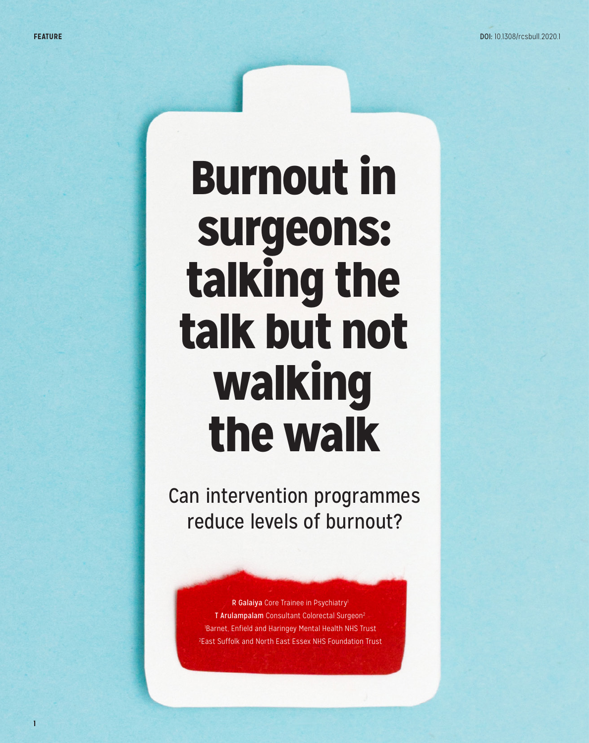FEATURE

DOI: 10.1308/rcsbull.2020.1

# Burnout in surgeons: talking the talk but not walking the walk

## Can intervention programmes reduce levels of burnout?

**R Galaiya** Core Trainee in Psychiatry[1]
**T Arulampalam** Consultant Colorectal Surgeon[2]
[1]Barnet, Enfield and Haringey Mental Health NHS Trust
[2]East Suffolk and North East Essex NHS Foundation Trust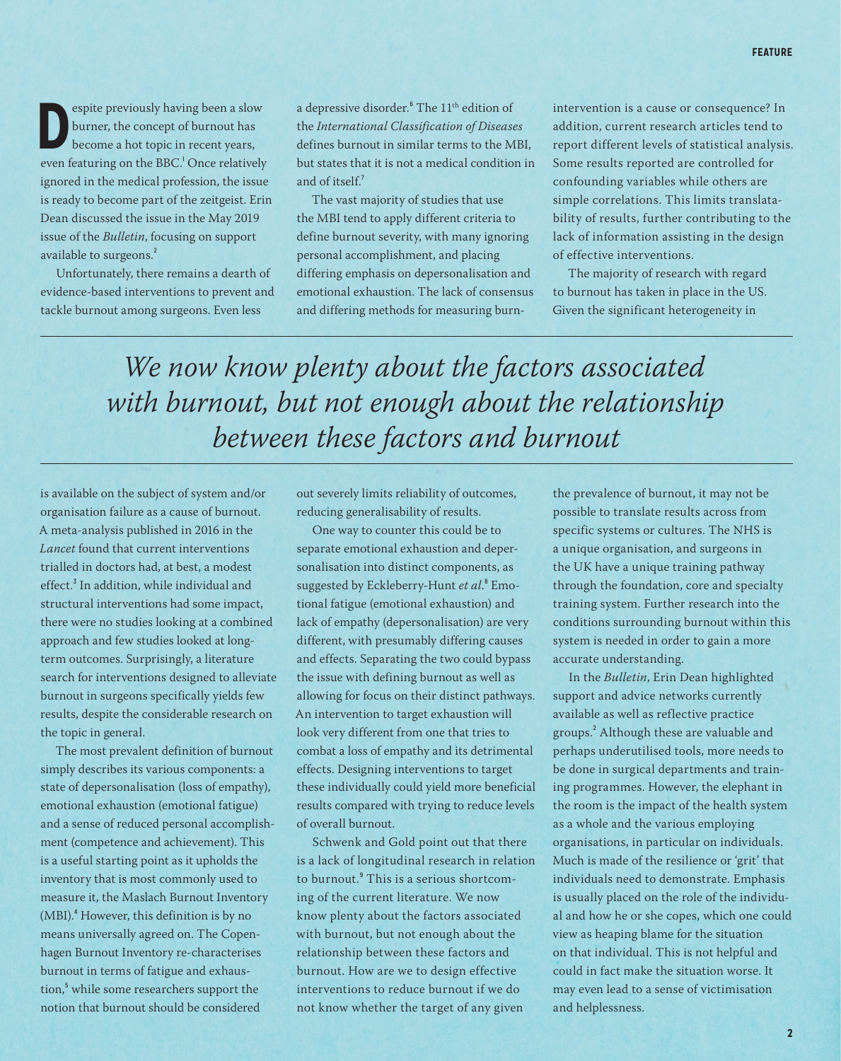Despite previously having been a slow burner, the concept of burnout has become a hot topic in recent years, even featuring on the BBC.[1] Once relatively ignored in the medical profession, the issue is ready to become part of the zeitgeist. Erin Dean discussed the issue in the May 2019 issue of the *Bulletin*, focusing on support available to surgeons.[2]

Unfortunately, there remains a dearth of evidence-based interventions to prevent and tackle burnout among surgeons. Even less is available on the subject of system and/or organisation failure as a cause of burnout. A meta-analysis published in 2016 in the *Lancet* found that current interventions trialled in doctors had, at best, a modest effect.[3] In addition, while individual and structural interventions had some impact, there were no studies looking at a combined approach and few studies looked at long-term outcomes. Surprisingly, a literature search for interventions designed to alleviate burnout in surgeons specifically yields few results, despite the considerable research on the topic in general.

The most prevalent definition of burnout simply describes its various components: a state of depersonalisation (loss of empathy), emotional exhaustion (emotional fatigue) and a sense of reduced personal accomplishment (competence and achievement). This is a useful starting point as it upholds the inventory that is most commonly used to measure it, the Maslach Burnout Inventory (MBI).[4] However, this definition is by no means universally agreed on. The Copenhagen Burnout Inventory re-characterises burnout in terms of fatigue and exhaustion,[5] while some researchers support the notion that burnout should be considered a depressive disorder.[6] The 11th edition of the *International Classification of Diseases* defines burnout in similar terms to the MBI, but states that it is not a medical condition in and of itself.[7]

The vast majority of studies that use the MBI tend to apply different criteria to define burnout severity, with many ignoring personal accomplishment, and placing differing emphasis on depersonalisation and emotional exhaustion. The lack of consensus and differing methods for measuring burnout severely limits reliability of outcomes, reducing generalisability of results.

One way to counter this could be to separate emotional exhaustion and depersonalisation into distinct components, as suggested by Eckleberry-Hunt *et al*.[8] Emotional fatigue (emotional exhaustion) and lack of empathy (depersonalisation) are very different, with presumably differing causes and effects. Separating the two could bypass the issue with defining burnout as well as allowing for focus on their distinct pathways. An intervention to target exhaustion will look very different from one that tries to combat a loss of empathy and its detrimental effects. Designing interventions to target these individually could yield more beneficial results compared with trying to reduce levels of overall burnout.

Schwenk and Gold point out that there is a lack of longitudinal research in relation to burnout.[9] This is a serious shortcoming of the current literature. We now know plenty about the factors associated with burnout, but not enough about the relationship between these factors and burnout. How are we to design effective interventions to reduce burnout if we do not know whether the target of any given intervention is a cause or consequence? In addition, current research articles tend to report different levels of statistical analysis. Some results reported are controlled for confounding variables while others are simple correlations. This limits translatability of results, further contributing to the lack of information assisting in the design of effective interventions.

*We now know plenty about the factors associated with burnout, but not enough about the relationship between these factors and burnout*

The majority of research with regard to burnout has taken in place in the US. Given the significant heterogeneity in the prevalence of burnout, it may not be possible to translate results across from specific systems or cultures. The NHS is a unique organisation, and surgeons in the UK have a unique training pathway through the foundation, core and specialty training system. Further research into the conditions surrounding burnout within this system is needed in order to gain a more accurate understanding.

In the *Bulletin*, Erin Dean highlighted support and advice networks currently available as well as reflective practice groups.[2] Although these are valuable and perhaps underutilised tools, more needs to be done in surgical departments and training programmes. However, the elephant in the room is the impact of the health system as a whole and the various employing organisations, in particular on individuals. Much is made of the resilience or 'grit' that individuals need to demonstrate. Emphasis is usually placed on the role of the individual and how he or she copes, which one could view as heaping blame for the situation on that individual. This is not helpful and could in fact make the situation worse. It may even lead to a sense of victimisation and helplessness.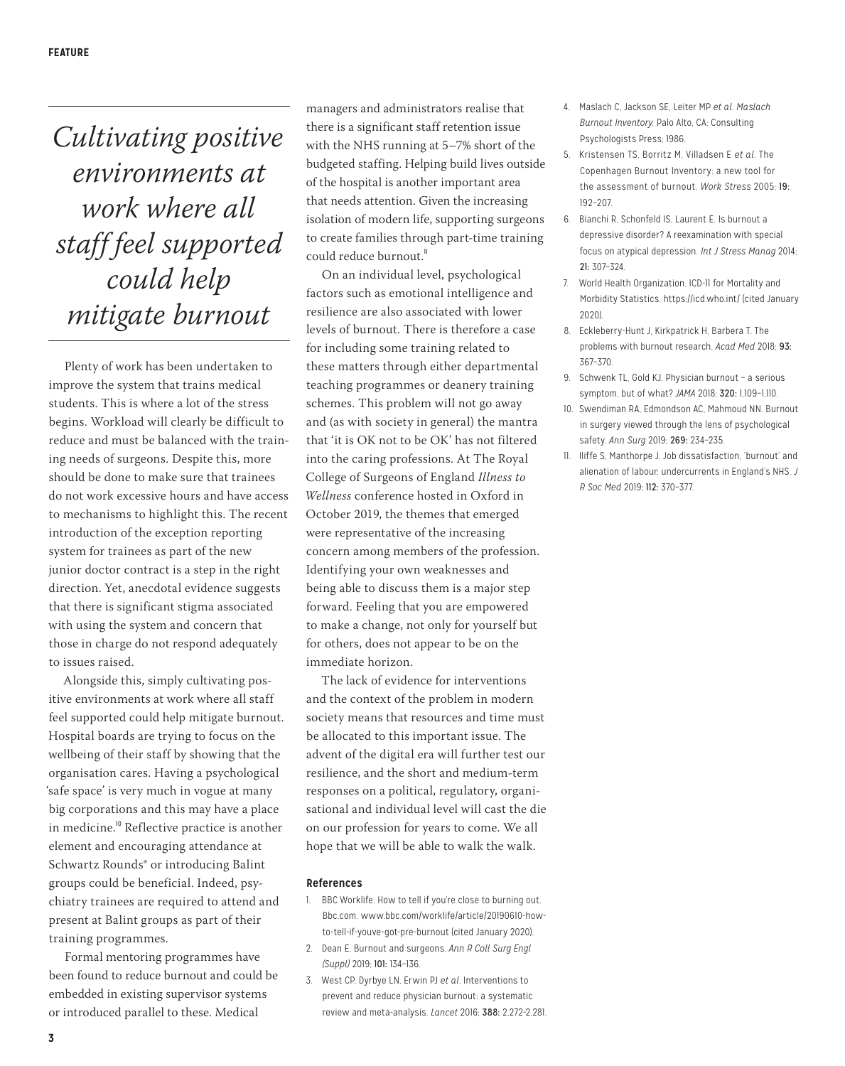*Cultivating positive environments at work where all staff feel supported could help mitigate burnout*

Plenty of work has been undertaken to improve the system that trains medical students. This is where a lot of the stress begins. Workload will clearly be difficult to reduce and must be balanced with the training needs of surgeons. Despite this, more should be done to make sure that trainees do not work excessive hours and have access to mechanisms to highlight this. The recent introduction of the exception reporting system for trainees as part of the new junior doctor contract is a step in the right direction. Yet, anecdotal evidence suggests that there is significant stigma associated with using the system and concern that those in charge do not respond adequately to issues raised.

Alongside this, simply cultivating positive environments at work where all staff feel supported could help mitigate burnout. Hospital boards are trying to focus on the wellbeing of their staff by showing that the organisation cares. Having a psychological 'safe space' is very much in vogue at many big corporations and this may have a place in medicine.[10] Reflective practice is another element and encouraging attendance at Schwartz Rounds® or introducing Balint groups could be beneficial. Indeed, psychiatry trainees are required to attend and present at Balint groups as part of their training programmes.

Formal mentoring programmes have been found to reduce burnout and could be embedded in existing supervisor systems or introduced parallel to these. Medical managers and administrators realise that there is a significant staff retention issue with the NHS running at 5–7% short of the budgeted staffing. Helping build lives outside of the hospital is another important area that needs attention. Given the increasing isolation of modern life, supporting surgeons to create families through part-time training could reduce burnout.[11]

On an individual level, psychological factors such as emotional intelligence and resilience are also associated with lower levels of burnout. There is therefore a case for including some training related to these matters through either departmental teaching programmes or deanery training schemes. This problem will not go away and (as with society in general) the mantra that 'it is OK not to be OK' has not filtered into the caring professions. At The Royal College of Surgeons of England *Illness to Wellness* conference hosted in Oxford in October 2019, the themes that emerged were representative of the increasing concern among members of the profession. Identifying your own weaknesses and being able to discuss them is a major step forward. Feeling that you are empowered to make a change, not only for yourself but for others, does not appear to be on the immediate horizon.

The lack of evidence for interventions and the context of the problem in modern society means that resources and time must be allocated to this important issue. The advent of the digital era will further test our resilience, and the short and medium-term responses on a political, regulatory, organisational and individual level will cast the die on our profession for years to come. We all hope that we will be able to walk the walk.

#### References

1. BBC Worklife. How to tell if you're close to burning out. Bbc.com. www.bbc.com/worklife/article/20190610-how-to-tell-if-youve-got-pre-burnout (cited January 2020).
2. Dean E. Burnout and surgeons. *Ann R Coll Surg Engl (Suppl)* 2019; **101:** 134–136.
3. West CP, Dyrbye LN, Erwin PJ *et al*. Interventions to prevent and reduce physician burnout: a systematic review and meta-analysis. *Lancet* 2016; **388:** 2,272–2,281.
4. Maslach C, Jackson SE, Leiter MP *et al*. *Maslach Burnout Inventory*. Palo Alto, CA: Consulting Psychologists Press; 1986.
5. Kristensen TS, Borritz M, Villadsen E *et al*. The Copenhagen Burnout Inventory: a new tool for the assessment of burnout. *Work Stress* 2005; **19:** 192–207.
6. Bianchi R, Schonfeld IS, Laurent E. Is burnout a depressive disorder? A reexamination with special focus on atypical depression. *Int J Stress Manag* 2014; **21:** 307–324.
7. World Health Organization. ICD-11 for Mortality and Morbidity Statistics. https://icd.who.int/ (cited January 2020).
8. Eckleberry-Hunt J, Kirkpatrick H, Barbera T. The problems with burnout research. *Acad Med* 2018; **93:** 367–370.
9. Schwenk TL, Gold KJ. Physician burnout – a serious symptom, but of what? *JAMA* 2018; **320:** 1,109–1,110.
10. Swendiman RA, Edmondson AC, Mahmoud NN. Burnout in surgery viewed through the lens of psychological safety. *Ann Surg* 2019; **269:** 234–235.
11. Iliffe S, Manthorpe J. Job dissatisfaction, 'burnout' and alienation of labour: undercurrents in England's NHS. *J R Soc Med* 2019; **112:** 370–377.